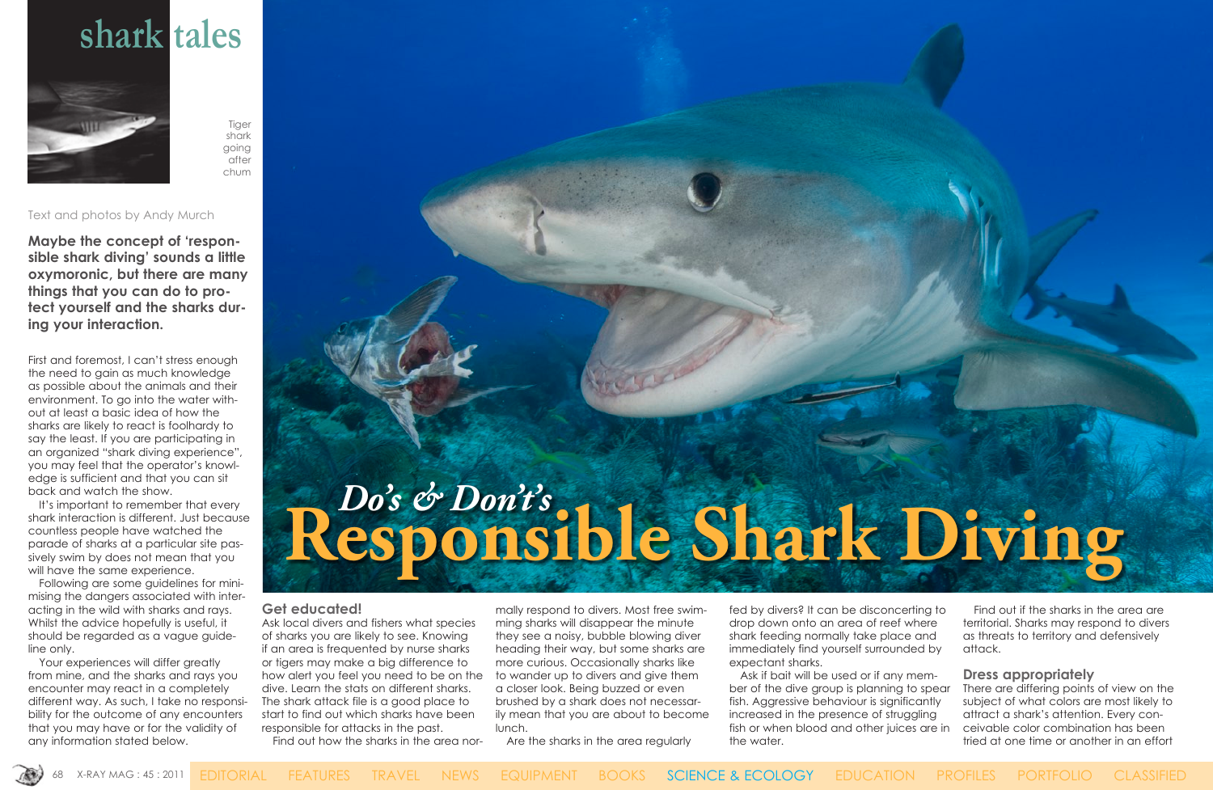# shark tales

Tiger shark going after chum

# Do's & Don't's Responsible Shark Diving

Text and photos by Andy Murch

**Maybe the concept of 'responsible shark diving' sounds a little oxymoronic, but there are many things that you can do to protect yourself and the sharks during your interaction.**

First and foremost, I can't stress enough the need to gain as much knowledge as possible about the animals and their environment. To go into the water without at least a basic idea of how the sharks are likely to react is foolhardy to say the least. If you are participating in an organized "shark diving experience", you may feel that the operator's knowledge is sufficient and that you can sit back and watch the show.

It's important to remember that every shark interaction is different. Just because countless people have watched the parade of sharks at a particular site passively swim by does not mean that you will have the same experience.

Following are some guidelines for minimising the dangers associated with interacting in the wild with sharks and rays. Whilst the advice hopefully is useful, it should be regarded as a vague guideline only.

Your experiences will differ greatly from mine, and the sharks and rays you encounter may react in a completely different way. As such, I take no responsibility for the outcome of any encounters that you may have or for the validity of any information stated below.

## Get educated!

Ask local divers and fishers what species of sharks you are likely to see. Knowing if an area is frequented by nurse sharks or tigers may make a big difference to how alert you feel you need to be on the dive. Learn the stats on different sharks. The shark attack file is a good place to start to find out which sharks have been responsible for attacks in the past.

Find out how the sharks in the area normally respond to divers. Most free swimming sharks will disappear the minute they see a noisy, bubble blowing diver heading their way, but some sharks are more curious. Occasionally sharks like to wander up to divers and give them a closer look. Being buzzed or even brushed by a shark does not necessarily mean that you are about to become lunch.

Are the sharks in the area regularly fed by divers? It can be disconcerting to drop down onto an area of reef where shark feeding normally take place and immediately find yourself surrounded by expectant sharks.

Ask if bait will be used or if any member of the dive group is planning to spear fish. Aggressive behaviour is significantly increased in the presence of struggling fish or when blood and other juices are in the water.

Find out if the sharks in the area are territorial. Sharks may respond to divers as threats to territory and defensively attack.

## Dress appropriately

There are differing points of view on the subject of what colors are most likely to attract a shark's attention. Every conceivable color combination has been tried at one time or another in an effort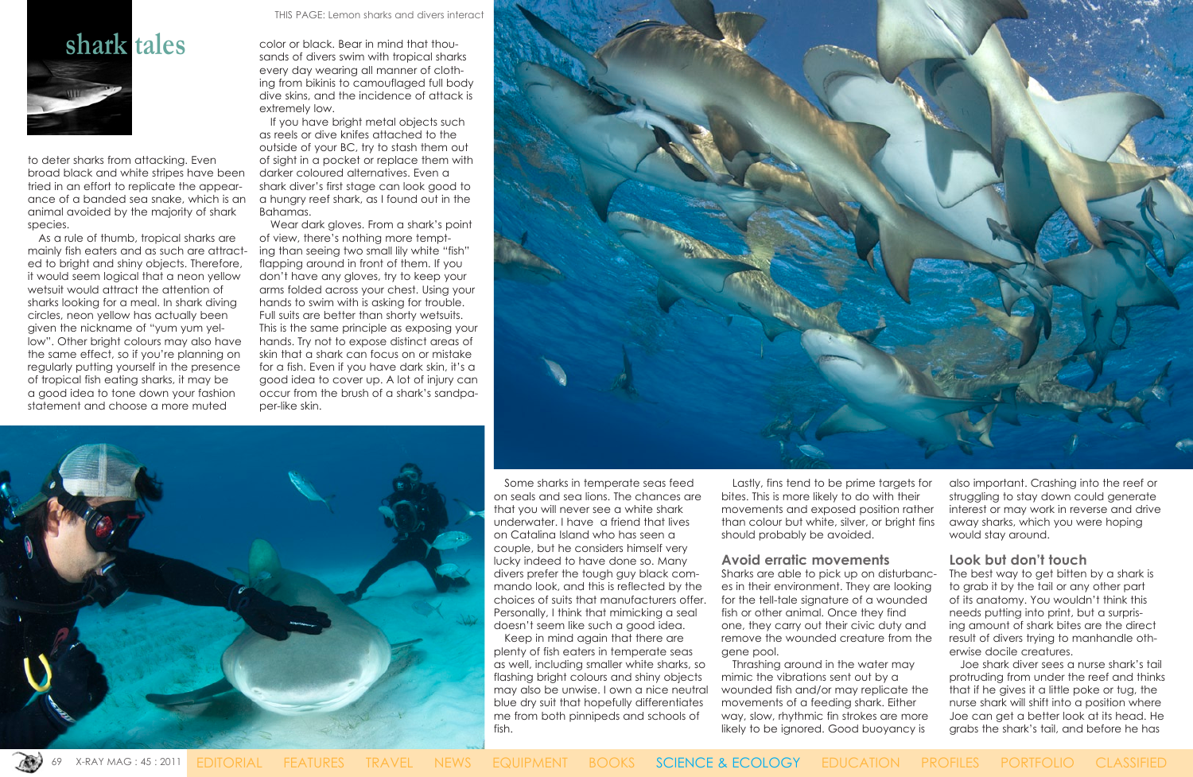# shark tales

THIS PAGE: Lemon sharks and divers interact

to deter sharks from attacking. Even broad black and white stripes have been tried in an effort to replicate the appearance of a banded sea snake, which is an animal avoided by the majority of shark species.

As a rule of thumb, tropical sharks are mainly fish eaters and as such are attracted to bright and shiny objects. Therefore, it would seem logical that a neon yellow wetsuit would attract the attention of sharks looking for a meal. In shark diving circles, neon yellow has actually been given the nickname of "yum yum yellow". Other bright colours may also have the same effect, so if you're planning on regularly putting yourself in the presence of tropical fish eating sharks, it may be a good idea to tone down your fashion statement and choose a more muted color or black. Bear in mind that thousands of divers swim with tropical sharks every day wearing all manner of clothing from bikinis to camouflaged full body dive skins, and the incidence of attack is extremely low.

If you have bright metal objects such as reels or dive knifes attached to the outside of your BC, try to stash them out of sight in a pocket or replace them with darker coloured alternatives. Even a shark diver's first stage can look good to a hungry reef shark, as I found out in the Bahamas.

Wear dark gloves. From a shark's point of view, there's nothing more tempting than seeing two small lily white "fish" flapping around in front of them. If you don't have any gloves, try to keep your arms folded across your chest. Using your hands to swim with is asking for trouble. Full suits are better than shorty wetsuits. This is the same principle as exposing your hands. Try not to expose distinct areas of skin that a shark can focus on or mistake for a fish. Even if you have dark skin, it's a good idea to cover up. A lot of injury can occur from the brush of a shark's sandpaper-like skin.

Some sharks in temperate seas feed on seals and sea lions. The chances are that you will never see a white shark underwater. I have a friend that lives on Catalina Island who has seen a couple, but he considers himself very lucky indeed to have done so. Many divers prefer the tough guy black commando look, and this is reflected by the choices of suits that manufacturers offer. Personally, I think that mimicking a seal doesn't seem like such a good idea.

Keep in mind again that there are plenty of fish eaters in temperate seas as well, including smaller white sharks, so flashing bright colours and shiny objects may also be unwise. I own a nice neutral blue dry suit that hopefully differentiates me from both pinnipeds and schools of fish.

Lastly, fins tend to be prime targets for bites. This is more likely to do with their movements and exposed position rather than colour but white, silver, or bright fins should probably be avoided.

## Avoid erratic movements

Sharks are able to pick up on disturbances in their environment. They are looking for the tell-tale signature of a wounded fish or other animal. Once they find one, they carry out their civic duty and remove the wounded creature from the gene pool.

Thrashing around in the water may mimic the vibrations sent out by a wounded fish and/or may replicate the movements of a feeding shark. Either way, slow, rhythmic fin strokes are more likely to be ignored. Good buoyancy is also important. Crashing into the reef or struggling to stay down could generate interest or may work in reverse and drive away sharks, which you were hoping would stay around.

## Look but don't touch

The best way to get bitten by a shark is to grab it by the tail or any other part of its anatomy. You wouldn't think this needs putting into print, but a surprising amount of shark bites are the direct result of divers trying to manhandle otherwise docile creatures.

Joe shark diver sees a nurse shark's tail protruding from under the reef and thinks that if he gives it a little poke or tug, the nurse shark will shift into a position where Joe can get a better look at its head. He grabs the shark's tail, and before he has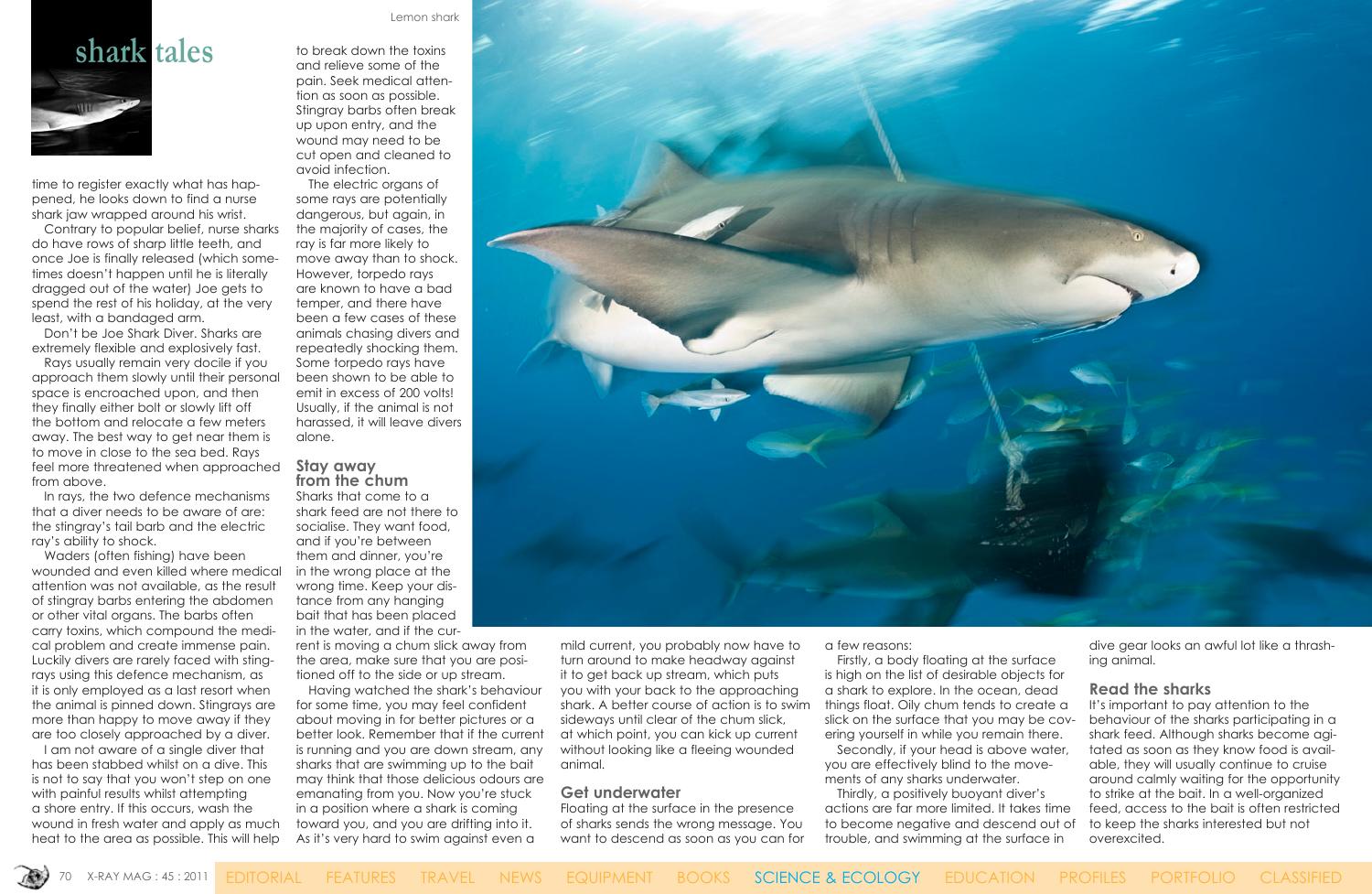time to register exactly what has happened, he looks down to find a nurse shark jaw wrapped around his wrist.

Contrary to popular belief, nurse sharks do have rows of sharp little teeth, and once Joe is finally released (which sometimes doesn't happen until he is literally dragged out of the water) Joe gets to spend the rest of his holiday, at the very least, with a bandaged arm.

Don't be Joe Shark Diver. Sharks are extremely flexible and explosively fast.

Rays usually remain very docile if you approach them slowly until their personal space is encroached upon, and then they finally either bolt or slowly lift off the bottom and relocate a few meters away. The best way to get near them is to move in close to the sea bed. Rays feel more threatened when approached from above.

In rays, the two defence mechanisms that a diver needs to be aware of are: the stingray's tail barb and the electric ray's ability to shock.

Waders (often fishing) have been wounded and even killed where medical attention was not available, as the result of stingray barbs entering the abdomen or other vital organs. The barbs often carry toxins, which compound the medical problem and create immense pain. Luckily divers are rarely faced with stingrays using this defence mechanism, as it is only employed as a last resort when the animal is pinned down. Stingrays are more than happy to move away if they are too closely approached by a diver.

I am not aware of a single diver that has been stabbed whilst on a dive. This is not to say that you won't step on one with painful results whilst attempting a shore entry. If this occurs, wash the wound in fresh water and apply as much heat to the area as possible. This will help to break down the toxins and relieve some of the pain. Seek medical attention as soon as possible. Stingray barbs often break up upon entry, and the wound may need to be cut open and cleaned to avoid infection.

The electric organs of some rays are potentially dangerous, but again, in the majority of cases, the ray is far more likely to move away than to shock. However, torpedo rays are known to have a bad temper, and there have been a few cases of these animals chasing divers and repeatedly shocking them. Some torpedo rays have been shown to be able to emit in excess of 200 volts! Usually, if the animal is not harassed, it will leave divers alone.

## Stay away from the chum

Sharks that come to a shark feed are not there to socialise. They want food, and if you're between them and dinner, you're in the wrong place at the wrong time. Keep your distance from any hanging bait that has been placed in the water, and if the current is moving a chum slick away from the area, make sure that you are positioned off to the side or up stream.

Having watched the shark's behaviour for some time, you may feel confident about moving in for better pictures or a better look. Remember that if the current is running and you are down stream, any sharks that are swimming up to the bait may think that those delicious odours are emanating from you. Now you're stuck in a position where a shark is coming toward you, and you are drifting into it. As it's very hard to swim against even a mild current, you probably now have to turn around to make headway against it to get back up stream, which puts you with your back to the approaching shark. A better course of action is to swim sideways until clear of the chum slick, at which point, you can kick up current without looking like a fleeing wounded animal.

Lemon shark

## Get underwater

Floating at the surface in the presence of sharks sends the wrong message. You want to descend as soon as you can for a few reasons:

Firstly, a body floating at the surface is high on the list of desirable objects for a shark to explore. In the ocean, dead things float. Oily chum tends to create a slick on the surface that you may be covering yourself in while you remain there.

Secondly, if your head is above water, you are effectively blind to the movements of any sharks underwater.

Thirdly, a positively buoyant diver's actions are far more limited. It takes time to become negative and descend out of trouble, and swimming at the surface in dive gear looks an awful lot like a thrashing animal.

## Read the sharks

It's important to pay attention to the behaviour of the sharks participating in a shark feed. Although sharks become agitated as soon as they know food is available, they will usually continue to cruise around calmly waiting for the opportunity to strike at the bait. In a well-organized feed, access to the bait is often restricted to keep the sharks interested but not overexcited.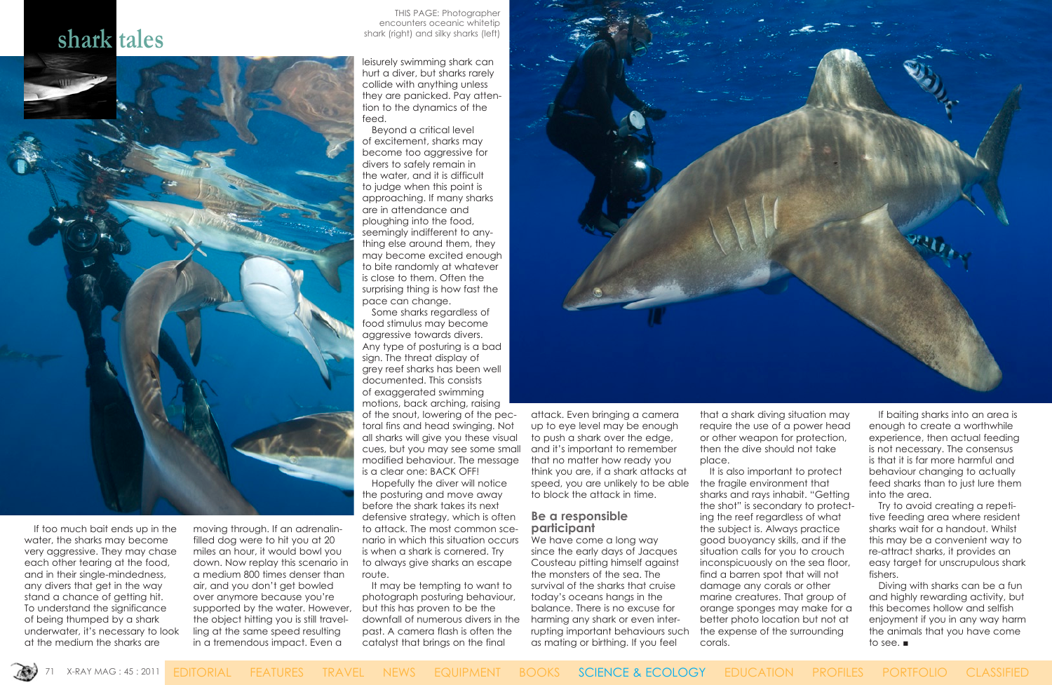THIS PAGE: Photographer encounters oceanic whitetip shark (right) and silky sharks (left)

If too much bait ends up in the water, the sharks may become very aggressive. They may chase each other tearing at the food, and in their single-mindedness, any divers that get in the way stand a chance of getting hit. To understand the significance of being thumped by a shark underwater, it's necessary to look at the medium the sharks are moving through. If an adrenalin-filled dog were to hit you at 20 miles an hour, it would bowl you down. Now replay this scenario in a medium 800 times denser than air, and you don't get bowled over anymore because you're supported by the water. However, the object hitting you is still travelling at the same speed resulting in a tremendous impact. Even a leisurely swimming shark can hurt a diver, but sharks rarely collide with anything unless they are panicked. Pay attention to the dynamics of the feed.

Beyond a critical level of excitement, sharks may become too aggressive for divers to safely remain in the water, and it is difficult to judge when this point is approaching. If many sharks are in attendance and ploughing into the food, seemingly indifferent to anything else around them, they may become excited enough to bite randomly at whatever is close to them. Often the surprising thing is how fast the pace can change.

Some sharks regardless of food stimulus may become aggressive towards divers. Any type of posturing is a bad sign. The threat display of grey reef sharks has been well documented. This consists of exaggerated swimming motions, back arching, raising of the snout, lowering of the pectoral fins and head swinging. Not all sharks will give you these visual cues, but you may see some small modified behaviour. The message is a clear one: BACK OFF!

Hopefully the diver will notice the posturing and move away before the shark takes its next defensive strategy, which is often to attack. The most common scenario in which this situation occurs is when a shark is cornered. Try to always give sharks an escape route.

It may be tempting to want to photograph posturing behaviour, but this has proven to be the downfall of numerous divers in the past. A camera flash is often the catalyst that brings on the final attack. Even bringing a camera up to eye level may be enough to push a shark over the edge, and it's important to remember that no matter how ready you think you are, if a shark attacks at speed, you are unlikely to be able to block the attack in time.

## Be a responsible participant

We have come a long way since the early days of Jacques Cousteau pitting himself against the monsters of the sea. The survival of the sharks that cruise today's oceans hangs in the balance. There is no excuse for harming any shark or even interrupting important behaviours such as mating or birthing. If you feel that a shark diving situation may require the use of a power head or other weapon for protection, then the dive should not take place.

It is also important to protect the fragile environment that sharks and rays inhabit. "Getting the shot" is secondary to protecting the reef regardless of what the subject is. Always practice good buoyancy skills, and if the situation calls for you to crouch inconspicuously on the sea floor, find a barren spot that will not damage any corals or other marine creatures. That group of orange sponges may make for a better photo location but not at the expense of the surrounding corals.

If baiting sharks into an area is enough to create a worthwhile experience, then actual feeding is not necessary. The consensus is that it is far more harmful and behaviour changing to actually feed sharks than to just lure them into the area.

Try to avoid creating a repetitive feeding area where resident sharks wait for a handout. Whilst this may be a convenient way to re-attract sharks, it provides an easy target for unscrupulous shark fishers.

Diving with sharks can be a fun and highly rewarding activity, but this becomes hollow and selfish enjoyment if you in any way harm the animals that you have come to see. ■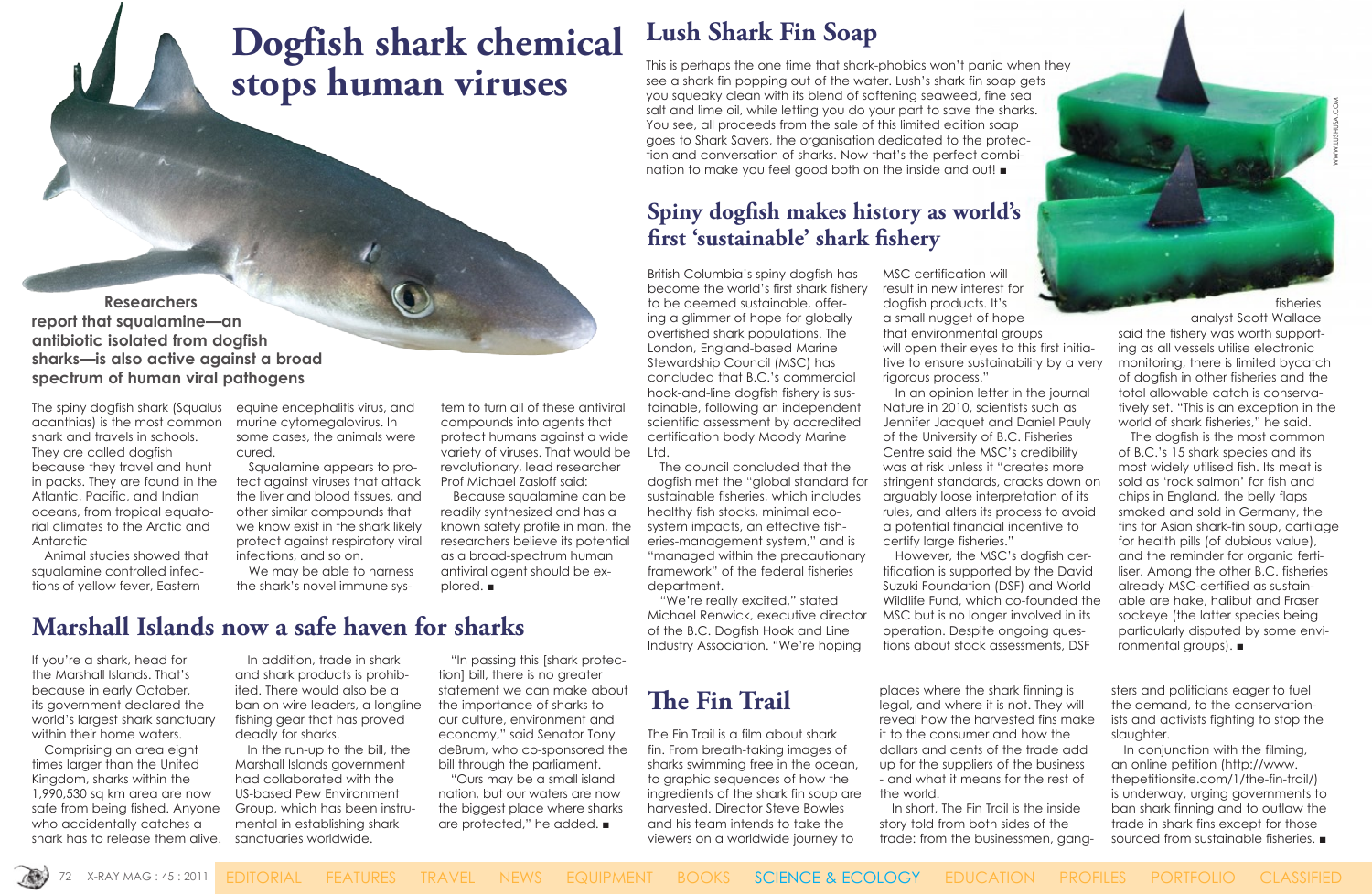# Dogfish shark chemical stops human viruses

**Researchers report that squalamine—an antibiotic isolated from dogfish sharks—is also active against a broad spectrum of human viral pathogens**

The spiny dogfish shark (Squalus acanthias) is the most common shark and travels in schools. They are called dogfish because they travel and hunt in packs. They are found in the Atlantic, Pacific, and Indian oceans, from tropical equatorial climates to the Arctic and Antarctic.

Animal studies showed that squalamine controlled infections of yellow fever, Eastern equine encephalitis virus, and murine cytomegalovirus. In some cases, the animals were cured.

Squalamine appears to protect against viruses that attack the liver and blood tissues, and other similar compounds that we know exist in the shark likely protect against respiratory viral infections, and so on.

We may be able to harness the shark's novel immune system to turn all of these antiviral compounds into agents that protect humans against a wide variety of viruses. That would be revolutionary, lead researcher Prof Michael Zasloff said:

Because squalamine can be readily synthesized and has a known safety profile in man, the researchers believe its potential as a broad-spectrum human antiviral agent should be explored. ■

# Marshall Islands now a safe haven for sharks

If you're a shark, head for the Marshall Islands. That's because in early October, its government declared the world's largest shark sanctuary within their home waters.

Comprising an area eight times larger than the United Kingdom, sharks within the 1,990,530 sq km area are now safe from being fished. Anyone who accidentally catches a shark has to release them alive.

In addition, trade in shark and shark products is prohibited. There would also be a ban on wire leaders, a longline fishing gear that has proved deadly for sharks.

In the run-up to the bill, the Marshall Islands government had collaborated with the US-based Pew Environment Group, which has been instrumental in establishing shark sanctuaries worldwide.

"In passing this [shark protection] bill, there is no greater statement we can make about the importance of sharks to our culture, environment and economy," said Senator Tony deBrum, who co-sponsored the bill through the parliament.

"Ours may be a small island nation, but our waters are now the biggest place where sharks are protected," he added. ■

# Lush Shark Fin Soap

This is perhaps the one time that shark-phobics won't panic when they see a shark fin popping out of the water. Lush's shark fin soap gets you squeaky clean with its blend of softening seaweed, fine sea salt and lime oil, while letting you do your part to save the sharks. You see, all proceeds from the sale of this limited edition soap goes to Shark Savers, the organisation dedicated to the protection and conversation of sharks. Now that's the perfect combination to make you feel good both on the inside and out! ■

WWW.LUSHUSA.COM

# Spiny dogfish makes history as world's first 'sustainable' shark fishery

British Columbia's spiny dogfish has become the world's first shark fishery to be deemed sustainable, offering a glimmer of hope for globally overfished shark populations. The London, England-based Marine Stewardship Council (MSC) has concluded that B.C.'s commercial hook-and-line dogfish fishery is sustainable, following an independent scientific assessment by accredited certification body Moody Marine Ltd.

The council concluded that the dogfish met the "global standard for sustainable fisheries, which includes healthy fish stocks, minimal ecosystem impacts, an effective fisheries-management system," and is "managed within the precautionary framework" of the federal fisheries department.

"We're really excited," stated Michael Renwick, executive director of the B.C. Dogfish Hook and Line Industry Association. "We're hoping MSC certification will result in new interest for dogfish products. It's a small nugget of hope that environmental groups will open their eyes to this first initiative to ensure sustainability by a very rigorous process."

In an opinion letter in the journal Nature in 2010, scientists such as Jennifer Jacquet and Daniel Pauly of the University of B.C. Fisheries Centre said the MSC's credibility was at risk unless it "creates more stringent standards, cracks down on arguably loose interpretation of its rules, and alters its process to avoid a potential financial incentive to certify large fisheries."

However, the MSC's dogfish certification is supported by the David Suzuki Foundation (DSF) and World Wildlife Fund, which co-founded the MSC but is no longer involved in its operation. Despite ongoing questions about stock assessments, DSF fisheries analyst Scott Wallace said the fishery was worth supporting as all vessels utilise electronic monitoring, there is limited bycatch of dogfish in other fisheries and the total allowable catch is conservatively set. "This is an exception in the world of shark fisheries," he said.

The dogfish is the most common of B.C.'s 15 shark species and its most widely utilised fish. Its meat is sold as 'rock salmon' for fish and chips in England, the belly flaps smoked and sold in Germany, the fins for Asian shark-fin soup, cartilage for health pills (of dubious value), and the reminder for organic fertiliser. Among the other B.C. fisheries already MSC-certified as sustainable are hake, halibut and Fraser sockeye (the latter species being particularly disputed by some environmental groups). ■

# The Fin Trail

The Fin Trail is a film about shark fin. From breath-taking images of sharks swimming free in the ocean, to graphic sequences of how the ingredients of the shark fin soup are harvested. Director Steve Bowles and his team intends to take the viewers on a worldwide journey to places where the shark finning is legal, and where it is not. They will reveal how the harvested fins make it to the consumer and how the dollars and cents of the trade add up for the suppliers of the business - and what it means for the rest of the world.

In short, The Fin Trail is the inside story told from both sides of the trade: from the fishermen, gangsters and politicians eager to fuel the demand, to the conservationists and activists fighting to stop the slaughter.

In conjunction with the filming, an online petition (http://www.thepetitionsite.com/1/the-fin-trail/) is underway, urging governments to ban shark finning and to outlaw the trade in shark fins except for those sourced from sustainable fisheries. ■